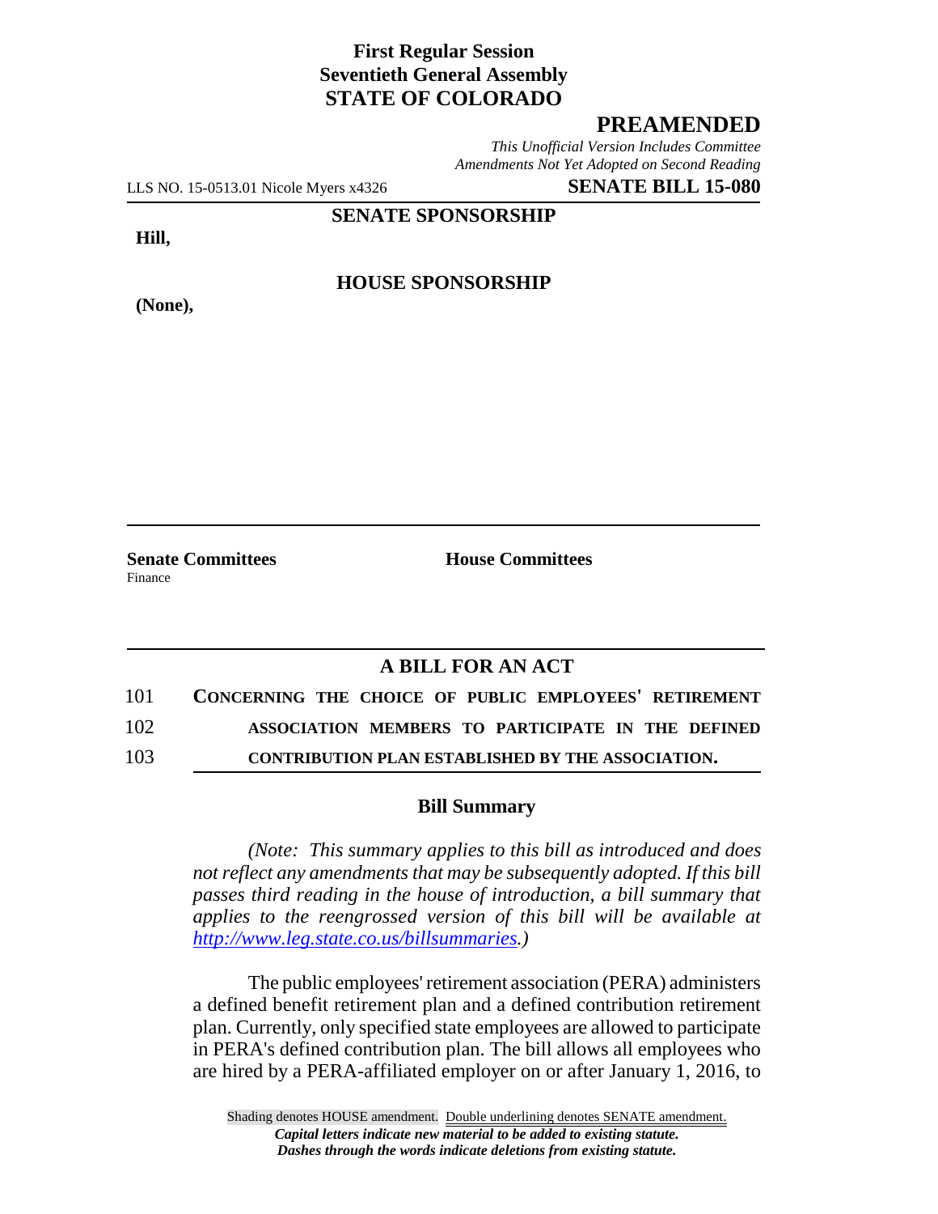**First Regular Session**
**Seventieth General Assembly**
**STATE OF COLORADO**

# PREAMENDED

*This Unofficial Version Includes Committee Amendments Not Yet Adopted on Second Reading*

LLS NO. 15-0513.01 Nicole Myers x4326 **SENATE BILL 15-080**

**SENATE SPONSORSHIP**

**Hill,**

**HOUSE SPONSORSHIP**

**(None),**

**Senate Committees**
Finance

**House Committees**

## A BILL FOR AN ACT

101 **CONCERNING THE CHOICE OF PUBLIC EMPLOYEES' RETIREMENT**
102 **ASSOCIATION MEMBERS TO PARTICIPATE IN THE DEFINED**
103 **CONTRIBUTION PLAN ESTABLISHED BY THE ASSOCIATION.**

### Bill Summary

*(Note: This summary applies to this bill as introduced and does not reflect any amendments that may be subsequently adopted. If this bill passes third reading in the house of introduction, a bill summary that applies to the reengrossed version of this bill will be available at http://www.leg.state.co.us/billsummaries.)*

The public employees' retirement association (PERA) administers a defined benefit retirement plan and a defined contribution retirement plan. Currently, only specified state employees are allowed to participate in PERA's defined contribution plan. The bill allows all employees who are hired by a PERA-affiliated employer on or after January 1, 2016, to

Shading denotes HOUSE amendment. Double underlining denotes SENATE amendment.
*Capital letters indicate new material to be added to existing statute.*
*Dashes through the words indicate deletions from existing statute.*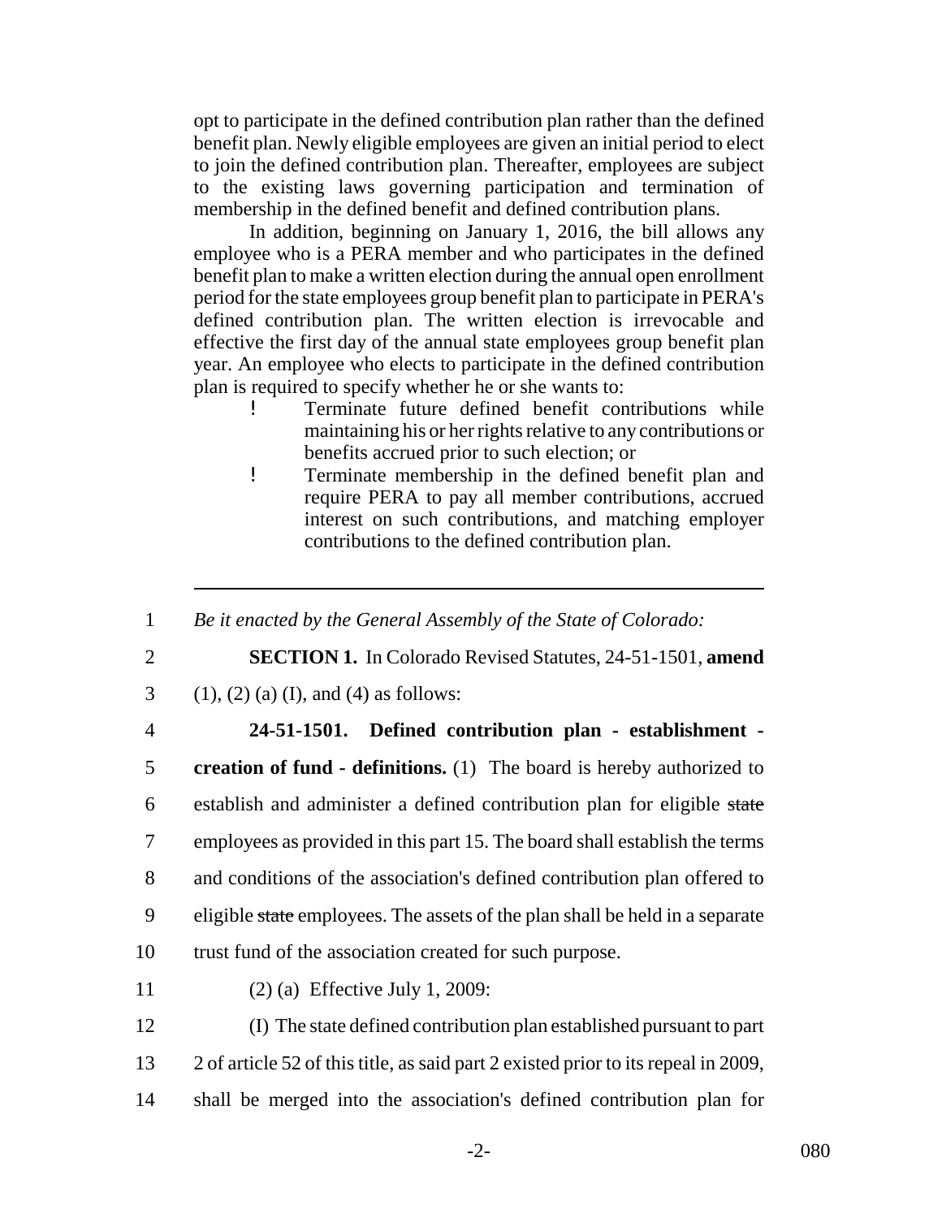opt to participate in the defined contribution plan rather than the defined benefit plan. Newly eligible employees are given an initial period to elect to join the defined contribution plan. Thereafter, employees are subject to the existing laws governing participation and termination of membership in the defined benefit and defined contribution plans.

In addition, beginning on January 1, 2016, the bill allows any employee who is a PERA member and who participates in the defined benefit plan to make a written election during the annual open enrollment period for the state employees group benefit plan to participate in PERA's defined contribution plan. The written election is irrevocable and effective the first day of the annual state employees group benefit plan year. An employee who elects to participate in the defined contribution plan is required to specify whether he or she wants to:

- Terminate future defined benefit contributions while maintaining his or her rights relative to any contributions or benefits accrued prior to such election; or
- Terminate membership in the defined benefit plan and require PERA to pay all member contributions, accrued interest on such contributions, and matching employer contributions to the defined contribution plan.

---

1 *Be it enacted by the General Assembly of the State of Colorado:*

2 **SECTION 1.** In Colorado Revised Statutes, 24-51-1501, **amend**

3 (1), (2) (a) (I), and (4) as follows:

4 **24-51-1501. Defined contribution plan - establishment -**

5 **creation of fund - definitions.** (1) The board is hereby authorized to

6 establish and administer a defined contribution plan for eligible ~~state~~

7 employees as provided in this part 15. The board shall establish the terms

8 and conditions of the association's defined contribution plan offered to

9 eligible ~~state~~ employees. The assets of the plan shall be held in a separate

10 trust fund of the association created for such purpose.

11 (2) (a) Effective July 1, 2009:

12 (I) The state defined contribution plan established pursuant to part

13 2 of article 52 of this title, as said part 2 existed prior to its repeal in 2009,

14 shall be merged into the association's defined contribution plan for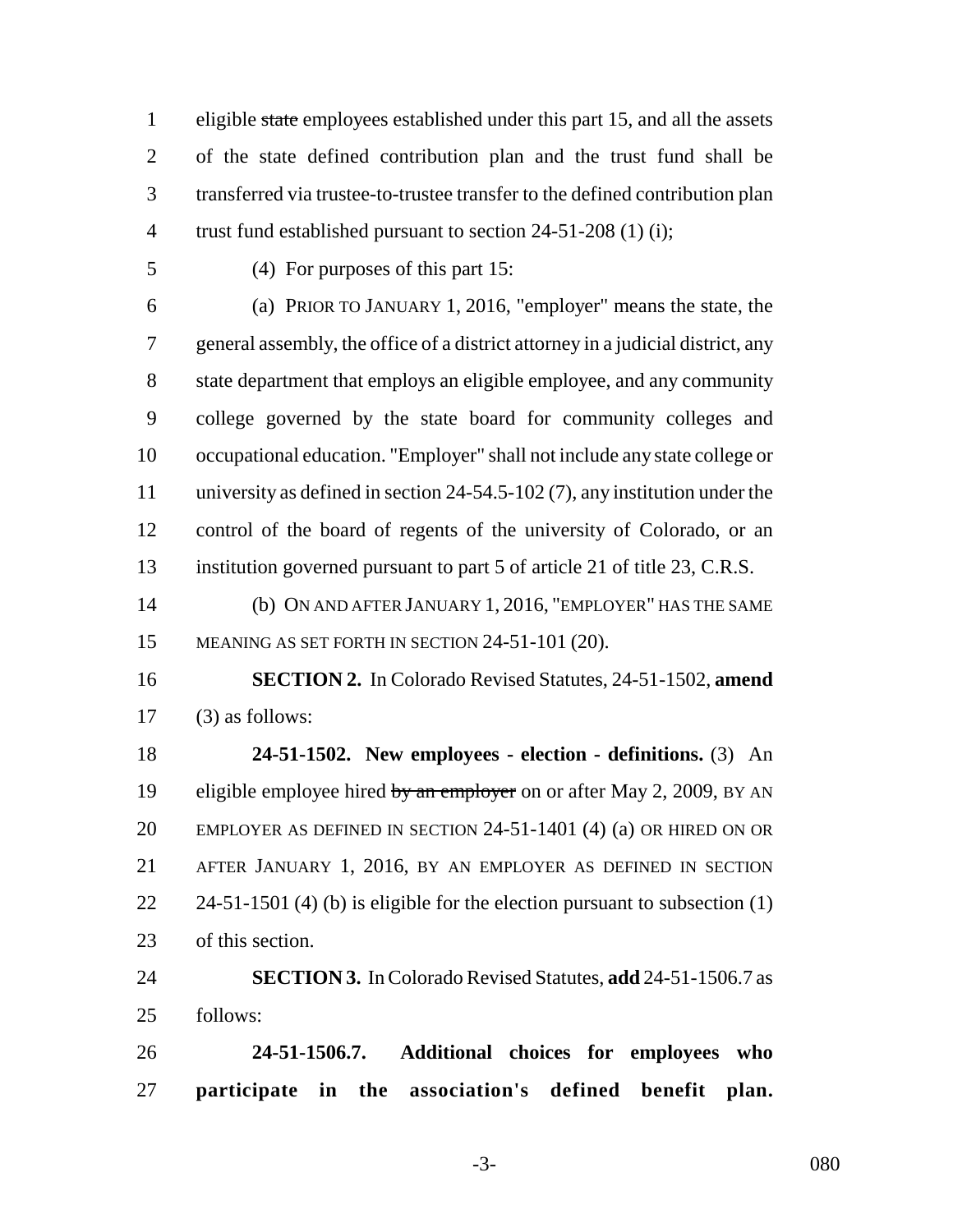eligible ~~state~~ employees established under this part 15, and all the assets of the state defined contribution plan and the trust fund shall be transferred via trustee-to-trustee transfer to the defined contribution plan trust fund established pursuant to section 24-51-208 (1) (i);

(4) For purposes of this part 15:

(a) PRIOR TO JANUARY 1, 2016, "employer" means the state, the general assembly, the office of a district attorney in a judicial district, any state department that employs an eligible employee, and any community college governed by the state board for community colleges and occupational education. "Employer" shall not include any state college or university as defined in section 24-54.5-102 (7), any institution under the control of the board of regents of the university of Colorado, or an institution governed pursuant to part 5 of article 21 of title 23, C.R.S.

(b) ON AND AFTER JANUARY 1, 2016, "EMPLOYER" HAS THE SAME MEANING AS SET FORTH IN SECTION 24-51-101 (20).

**SECTION 2.** In Colorado Revised Statutes, 24-51-1502, **amend** (3) as follows:

**24-51-1502. New employees - election - definitions.** (3) An eligible employee hired ~~by an employer~~ on or after May 2, 2009, BY AN EMPLOYER AS DEFINED IN SECTION 24-51-1401 (4) (a) OR HIRED ON OR AFTER JANUARY 1, 2016, BY AN EMPLOYER AS DEFINED IN SECTION 24-51-1501 (4) (b) is eligible for the election pursuant to subsection (1) of this section.

**SECTION 3.** In Colorado Revised Statutes, **add** 24-51-1506.7 as follows:

**24-51-1506.7. Additional choices for employees who participate in the association's defined benefit plan.**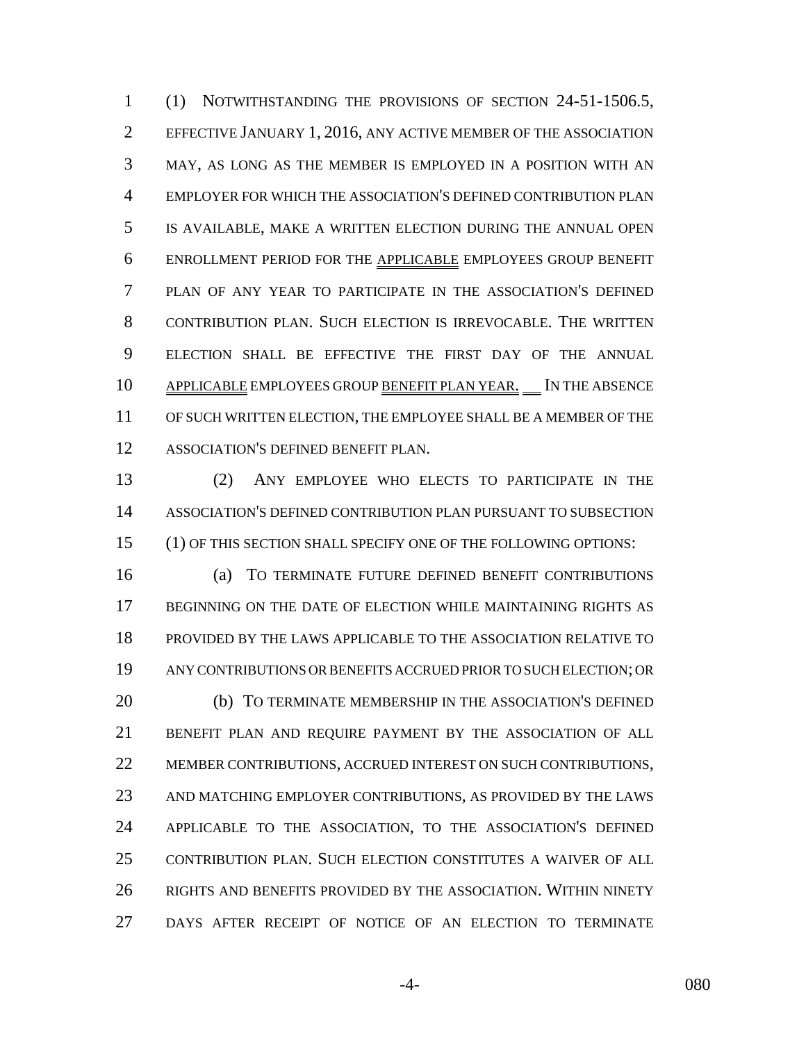(1) NOTWITHSTANDING THE PROVISIONS OF SECTION 24-51-1506.5, EFFECTIVE JANUARY 1, 2016, ANY ACTIVE MEMBER OF THE ASSOCIATION MAY, AS LONG AS THE MEMBER IS EMPLOYED IN A POSITION WITH AN EMPLOYER FOR WHICH THE ASSOCIATION'S DEFINED CONTRIBUTION PLAN IS AVAILABLE, MAKE A WRITTEN ELECTION DURING THE ANNUAL OPEN ENROLLMENT PERIOD FOR THE APPLICABLE EMPLOYEES GROUP BENEFIT PLAN OF ANY YEAR TO PARTICIPATE IN THE ASSOCIATION'S DEFINED CONTRIBUTION PLAN. SUCH ELECTION IS IRREVOCABLE. THE WRITTEN ELECTION SHALL BE EFFECTIVE THE FIRST DAY OF THE ANNUAL APPLICABLE EMPLOYEES GROUP BENEFIT PLAN YEAR. IN THE ABSENCE OF SUCH WRITTEN ELECTION, THE EMPLOYEE SHALL BE A MEMBER OF THE ASSOCIATION'S DEFINED BENEFIT PLAN.

(2) ANY EMPLOYEE WHO ELECTS TO PARTICIPATE IN THE ASSOCIATION'S DEFINED CONTRIBUTION PLAN PURSUANT TO SUBSECTION (1) OF THIS SECTION SHALL SPECIFY ONE OF THE FOLLOWING OPTIONS:

(a) TO TERMINATE FUTURE DEFINED BENEFIT CONTRIBUTIONS BEGINNING ON THE DATE OF ELECTION WHILE MAINTAINING RIGHTS AS PROVIDED BY THE LAWS APPLICABLE TO THE ASSOCIATION RELATIVE TO ANY CONTRIBUTIONS OR BENEFITS ACCRUED PRIOR TO SUCH ELECTION; OR

(b) TO TERMINATE MEMBERSHIP IN THE ASSOCIATION'S DEFINED BENEFIT PLAN AND REQUIRE PAYMENT BY THE ASSOCIATION OF ALL MEMBER CONTRIBUTIONS, ACCRUED INTEREST ON SUCH CONTRIBUTIONS, AND MATCHING EMPLOYER CONTRIBUTIONS, AS PROVIDED BY THE LAWS APPLICABLE TO THE ASSOCIATION, TO THE ASSOCIATION'S DEFINED CONTRIBUTION PLAN. SUCH ELECTION CONSTITUTES A WAIVER OF ALL RIGHTS AND BENEFITS PROVIDED BY THE ASSOCIATION. WITHIN NINETY DAYS AFTER RECEIPT OF NOTICE OF AN ELECTION TO TERMINATE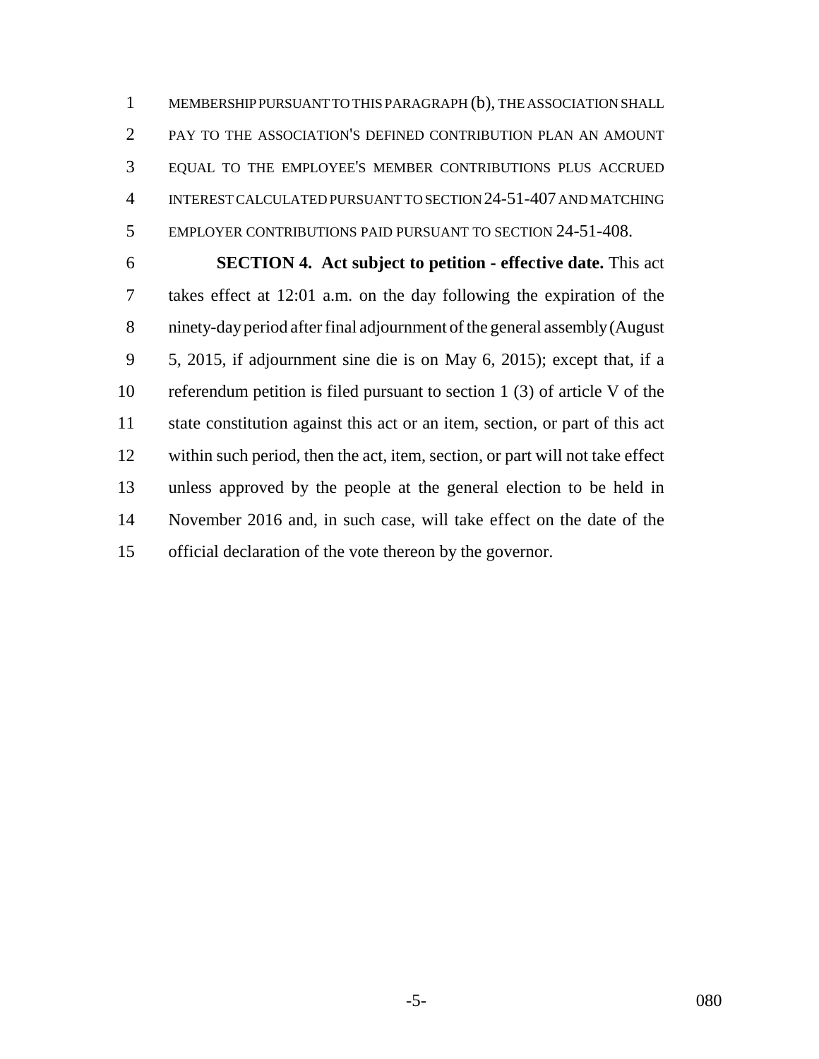MEMBERSHIP PURSUANT TO THIS PARAGRAPH (b), THE ASSOCIATION SHALL PAY TO THE ASSOCIATION'S DEFINED CONTRIBUTION PLAN AN AMOUNT EQUAL TO THE EMPLOYEE'S MEMBER CONTRIBUTIONS PLUS ACCRUED INTEREST CALCULATED PURSUANT TO SECTION 24-51-407 AND MATCHING EMPLOYER CONTRIBUTIONS PAID PURSUANT TO SECTION 24-51-408.

**SECTION 4. Act subject to petition - effective date.** This act takes effect at 12:01 a.m. on the day following the expiration of the ninety-day period after final adjournment of the general assembly (August 5, 2015, if adjournment sine die is on May 6, 2015); except that, if a referendum petition is filed pursuant to section 1 (3) of article V of the state constitution against this act or an item, section, or part of this act within such period, then the act, item, section, or part will not take effect unless approved by the people at the general election to be held in November 2016 and, in such case, will take effect on the date of the official declaration of the vote thereon by the governor.